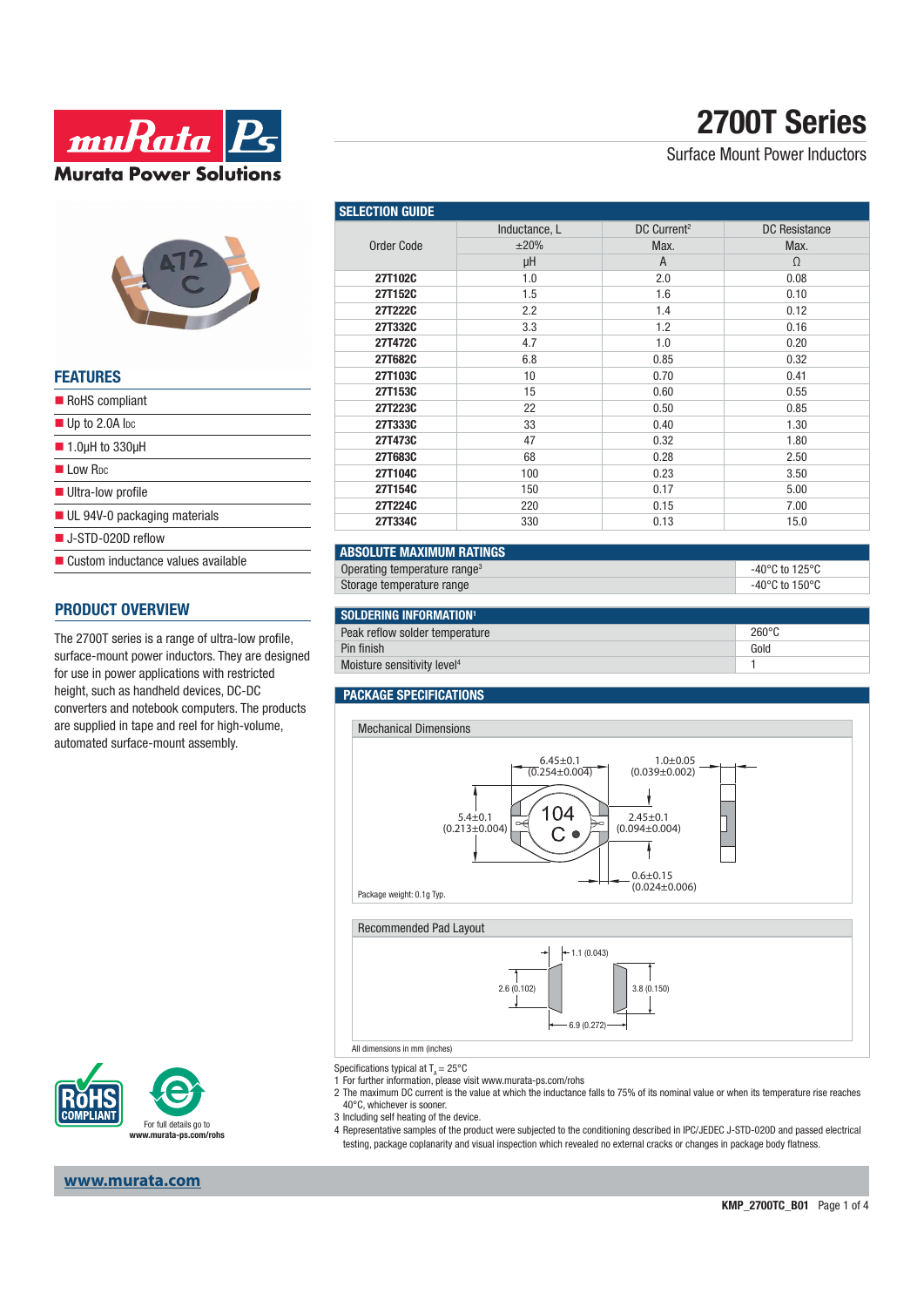# 2700T Series

Surface Mount Power Inductors

## FEATURES

- RoHS compliant
- Up to 2.0A $I_{DC}$
- 1.0µH to 330µH
- Low $R_{DC}$
- Ultra-low profile
- UL 94V-0 packaging materials
- J-STD-020D reflow
- Custom inductance values available

## PRODUCT OVERVIEW

The 2700T series is a range of ultra-low profile, surface-mount power inductors. They are designed for use in power applications with restricted height, such as handheld devices, DC-DC converters and notebook computers. The products are supplied in tape and reel for high-volume, automated surface-mount assembly.

## SELECTION GUIDE

| Order Code | Inductance, L | DC Current[2] | DC Resistance |
|---|---|---|---|
| | ±20% | Max. | Max. |
| | µH | A | Ω |
| 27T102C | 1.0 | 2.0 | 0.08 |
| 27T152C | 1.5 | 1.6 | 0.10 |
| 27T222C | 2.2 | 1.4 | 0.12 |
| 27T332C | 3.3 | 1.2 | 0.16 |
| 27T472C | 4.7 | 1.0 | 0.20 |
| 27T682C | 6.8 | 0.85 | 0.32 |
| 27T103C | 10 | 0.70 | 0.41 |
| 27T153C | 15 | 0.60 | 0.55 |
| 27T223C | 22 | 0.50 | 0.85 |
| 27T333C | 33 | 0.40 | 1.30 |
| 27T473C | 47 | 0.32 | 1.80 |
| 27T683C | 68 | 0.28 | 2.50 |
| 27T104C | 100 | 0.23 | 3.50 |
| 27T154C | 150 | 0.17 | 5.00 |
| 27T224C | 220 | 0.15 | 7.00 |
| 27T334C | 330 | 0.13 | 15.0 |

## ABSOLUTE MAXIMUM RATINGS

| | |
|---|---|
| Operating temperature range[3] | -40°C to 125°C |
| Storage temperature range | -40°C to 150°C |

## SOLDERING INFORMATION[1]

| | |
|---|---|
| Peak reflow solder temperature | 260°C |
| Pin finish | Gold |
| Moisture sensitivity level[4] | 1 |

## PACKAGE SPECIFICATIONS

### Mechanical Dimensions

6.45±0.1 (0.254±0.004)
1.0±0.05 (0.039±0.002)
5.4±0.1 (0.213±0.004)
2.45±0.1 (0.094±0.004)
0.6±0.15 (0.024±0.006)

Package weight: 0.1g Typ.

### Recommended Pad Layout

1.1 (0.043)
2.6 (0.102)
3.8 (0.150)
6.9 (0.272)

All dimensions in mm (inches)

Specifications typical at $T_A$ = 25°C

1 For further information, please visit www.murata-ps.com/rohs

2 The maximum DC current is the value at which the inductance falls to 75% of its nominal value or when its temperature rise reaches 40°C, whichever is sooner.

3 Including self heating of the device.

4 Representative samples of the product were subjected to the conditioning described in IPC/JEDEC J-STD-020D and passed electrical testing, package coplanarity and visual inspection which revealed no external cracks or changes in package body flatness.

For full details go to www.murata-ps.com/rohs

www.murata.com

KMP_2700TC_B01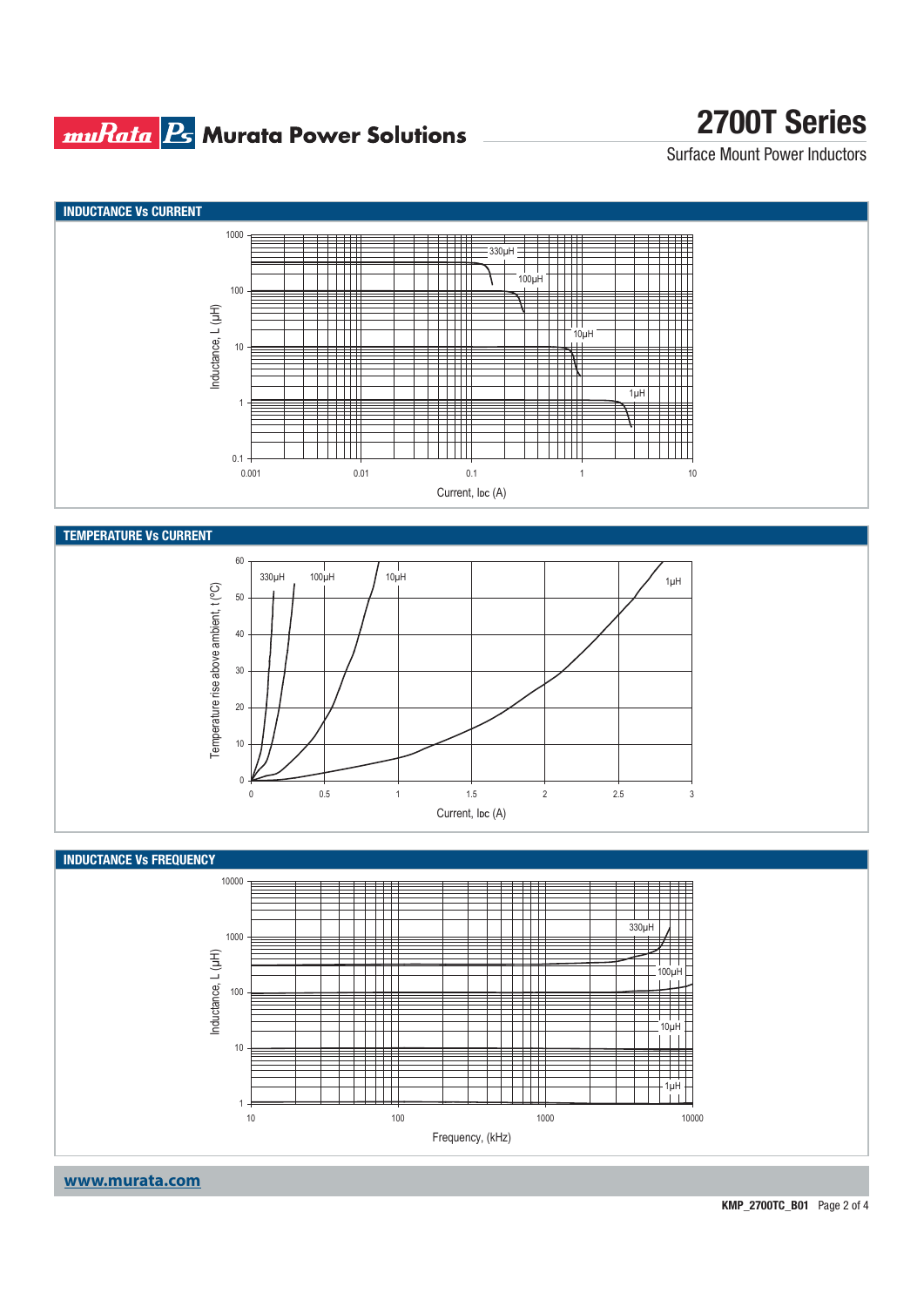## INDUCTANCE Vs CURRENT

Inductance, L (µH)

1000, 100, 10, 1, 0.1

330µH, 100µH, 10µH, 1µH

0.001, 0.01, 0.1, 1, 10

Current, Idc (A)

## TEMPERATURE Vs CURRENT

Temperature rise above ambient, t (ºC)

60, 50, 40, 30, 20, 10, 0

330µH, 100µH, 10µH, 1µH

0, 0.5, 1, 1.5, 2, 2.5, 3

Current, Idc (A)

## INDUCTANCE Vs FREQUENCY

Inductance, L (µH)

10000, 1000, 100, 10, 1

330µH, 100µH, 10µH, 1µH

10, 100, 1000, 10000

Frequency, (kHz)

www.murata.com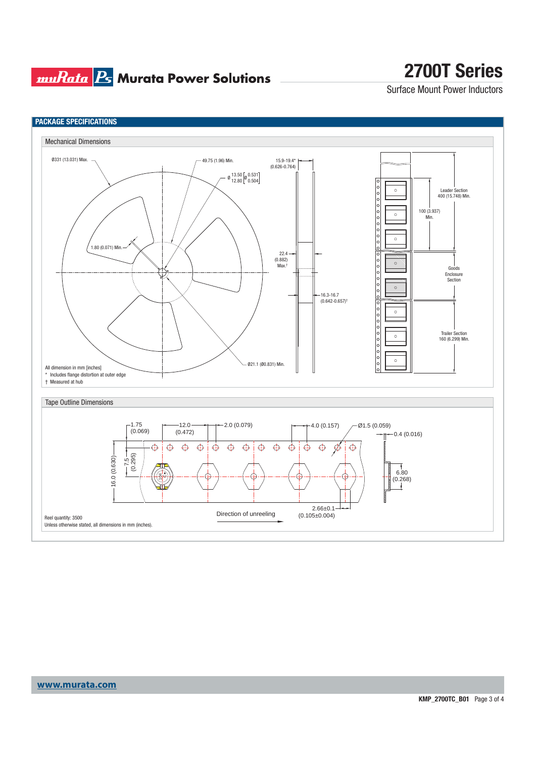## PACKAGE SPECIFICATIONS

### Mechanical Dimensions

Ø331 (13.031) Max.

49.75 (1.96) Min.

Ø 13.50 / 12.80 [Ø 0.531 / 0.504]

15.9-19.4* (0.626-0.764)

1.80 (0.071) Min.

22.4 (0.882) Max.†

16.3-16.7 (0.642-0.657)†

Ø21.1 (Ø0.831) Min.

Leader Section 400 (15.748) Min.

100 (3.937) Min.

Goods Enclosure Section

Trailer Section 160 (6.299) Min.

All dimension in mm [inches]

\* Includes flange distortion at outer edge

† Measured at hub

### Tape Outline Dimensions

1.75 (0.069)

12.0 (0.472)

2.0 (0.079)

4.0 (0.157)

Ø1.5 (0.059)

0.4 (0.016)

16.0 (0.630)

7.5 (0.295)

6.80 (0.268)

2.66±0.1 (0.105±0.004)

Direction of unreeling

Reel quantity: 3500

Unless otherwise stated, all dimensions in mm (inches).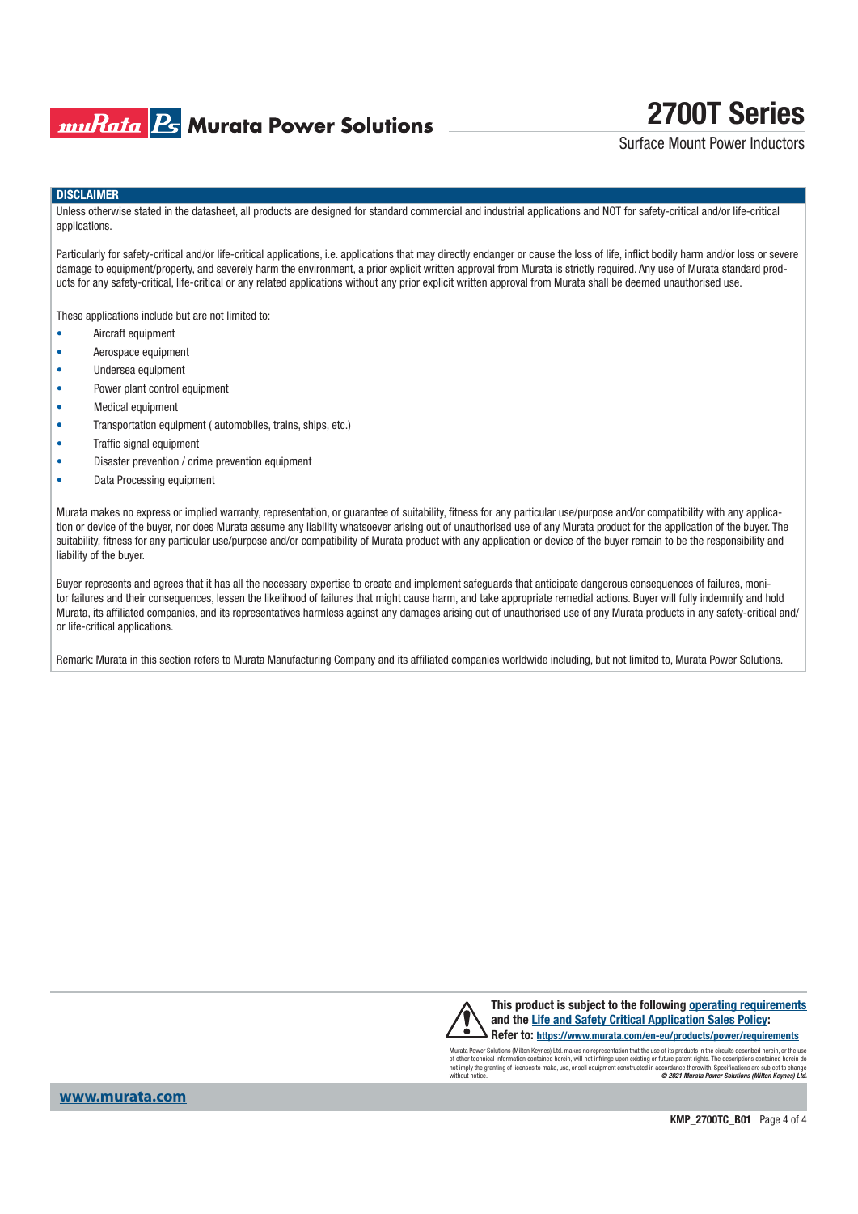## DISCLAIMER

Unless otherwise stated in the datasheet, all products are designed for standard commercial and industrial applications and NOT for safety-critical and/or life-critical applications.

Particularly for safety-critical and/or life-critical applications, i.e. applications that may directly endanger or cause the loss of life, inflict bodily harm and/or loss or severe damage to equipment/property, and severely harm the environment, a prior explicit written approval from Murata is strictly required. Any use of Murata standard products for any safety-critical, life-critical or any related applications without any prior explicit written approval from Murata shall be deemed unauthorised use.

These applications include but are not limited to:

- Aircraft equipment
- Aerospace equipment
- Undersea equipment
- Power plant control equipment
- Medical equipment
- Transportation equipment ( automobiles, trains, ships, etc.)
- Traffic signal equipment
- Disaster prevention / crime prevention equipment
- Data Processing equipment

Murata makes no express or implied warranty, representation, or guarantee of suitability, fitness for any particular use/purpose and/or compatibility with any application or device of the buyer, nor does Murata assume any liability whatsoever arising out of unauthorised use of any Murata product for the application of the buyer. The suitability, fitness for any particular use/purpose and/or compatibility of Murata product with any application or device of the buyer remain to be the responsibility and liability of the buyer.

Buyer represents and agrees that it has all the necessary expertise to create and implement safeguards that anticipate dangerous consequences of failures, monitor failures and their consequences, lessen the likelihood of failures that might cause harm, and take appropriate remedial actions. Buyer will fully indemnify and hold Murata, its affiliated companies, and its representatives harmless against any damages arising out of unauthorised use of any Murata products in any safety-critical and/or life-critical applications.

Remark: Murata in this section refers to Murata Manufacturing Company and its affiliated companies worldwide including, but not limited to, Murata Power Solutions.

**This product is subject to the following operating requirements and the Life and Safety Critical Application Sales Policy:**
**Refer to: https://www.murata.com/en-eu/products/power/requirements**

Murata Power Solutions (Milton Keynes) Ltd. makes no representation that the use of its products in the circuits described herein, or the use of other technical information contained herein, will not infringe upon existing or future patent rights. The descriptions contained herein do not imply the granting of licenses to make, use, or sell equipment constructed in accordance therewith. Specifications are subject to change without notice.
*© 2021 Murata Power Solutions (Milton Keynes) Ltd.*

www.murata.com

KMP_2700TC_B01